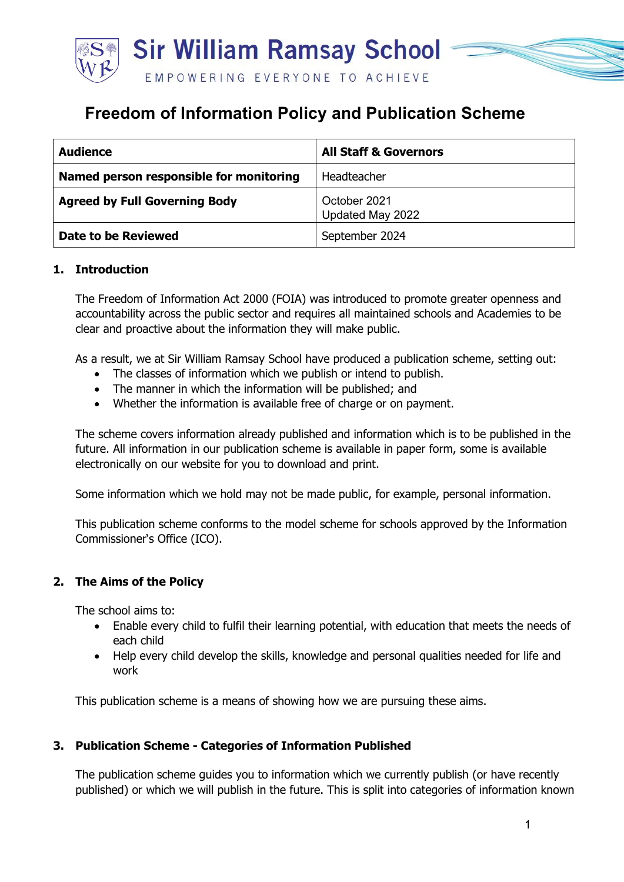Sir William Ramsay School

EMPOWERING EVERYONE TO ACHIEVE

# Freedom of Information Policy and Publication Scheme

| **Audience** | **All Staff & Governors** |
|---|---|
| **Named person responsible for monitoring** | Headteacher |
| **Agreed by Full Governing Body** | October 2021<br>Updated May 2022 |
| **Date to be Reviewed** | September 2024 |

## 1. Introduction

The Freedom of Information Act 2000 (FOIA) was introduced to promote greater openness and accountability across the public sector and requires all maintained schools and Academies to be clear and proactive about the information they will make public.

As a result, we at Sir William Ramsay School have produced a publication scheme, setting out:

- The classes of information which we publish or intend to publish.
- The manner in which the information will be published; and
- Whether the information is available free of charge or on payment.

The scheme covers information already published and information which is to be published in the future. All information in our publication scheme is available in paper form, some is available electronically on our website for you to download and print.

Some information which we hold may not be made public, for example, personal information.

This publication scheme conforms to the model scheme for schools approved by the Information Commissioner's Office (ICO).

## 2. The Aims of the Policy

The school aims to:

- Enable every child to fulfil their learning potential, with education that meets the needs of each child
- Help every child develop the skills, knowledge and personal qualities needed for life and work

This publication scheme is a means of showing how we are pursuing these aims.

## 3. Publication Scheme - Categories of Information Published

The publication scheme guides you to information which we currently publish (or have recently published) or which we will publish in the future. This is split into categories of information known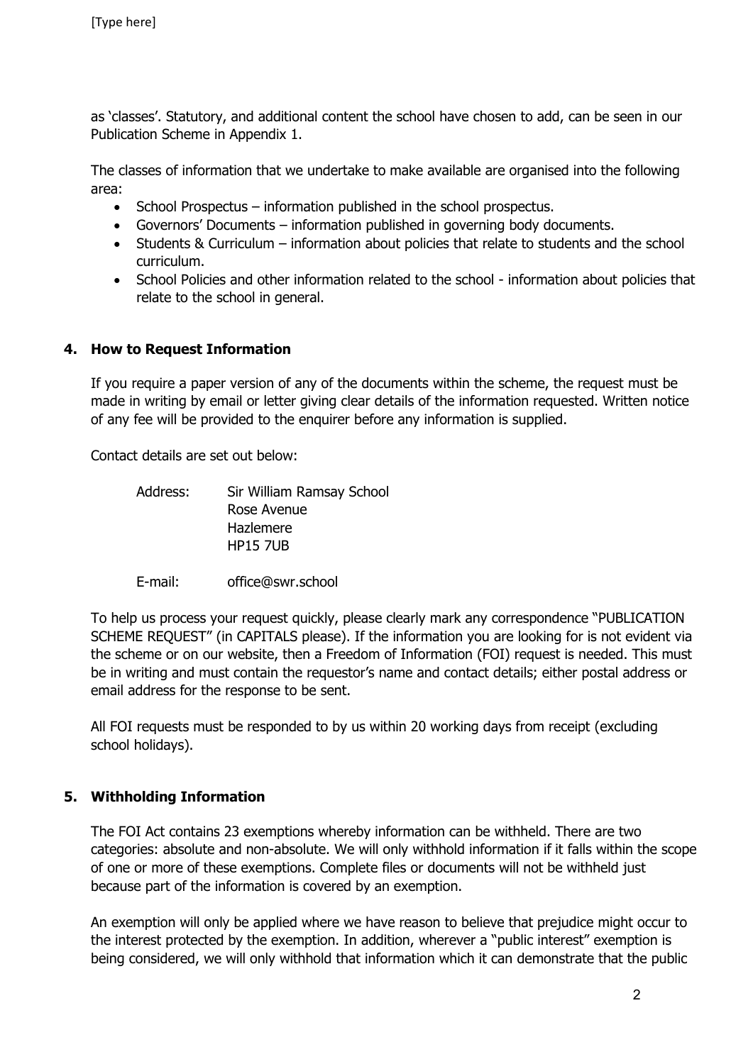as 'classes'. Statutory, and additional content the school have chosen to add, can be seen in our Publication Scheme in Appendix 1.

The classes of information that we undertake to make available are organised into the following area:

- School Prospectus – information published in the school prospectus.
- Governors' Documents – information published in governing body documents.
- Students & Curriculum – information about policies that relate to students and the school curriculum.
- School Policies and other information related to the school - information about policies that relate to the school in general.

## 4. How to Request Information

If you require a paper version of any of the documents within the scheme, the request must be made in writing by email or letter giving clear details of the information requested. Written notice of any fee will be provided to the enquirer before any information is supplied.

Contact details are set out below:

Address: Sir William Ramsay School
Rose Avenue
Hazlemere
HP15 7UB

E-mail: office@swr.school

To help us process your request quickly, please clearly mark any correspondence "PUBLICATION SCHEME REQUEST" (in CAPITALS please). If the information you are looking for is not evident via the scheme or on our website, then a Freedom of Information (FOI) request is needed. This must be in writing and must contain the requestor's name and contact details; either postal address or email address for the response to be sent.

All FOI requests must be responded to by us within 20 working days from receipt (excluding school holidays).

## 5. Withholding Information

The FOI Act contains 23 exemptions whereby information can be withheld. There are two categories: absolute and non-absolute. We will only withhold information if it falls within the scope of one or more of these exemptions. Complete files or documents will not be withheld just because part of the information is covered by an exemption.

An exemption will only be applied where we have reason to believe that prejudice might occur to the interest protected by the exemption. In addition, wherever a "public interest" exemption is being considered, we will only withhold that information which it can demonstrate that the public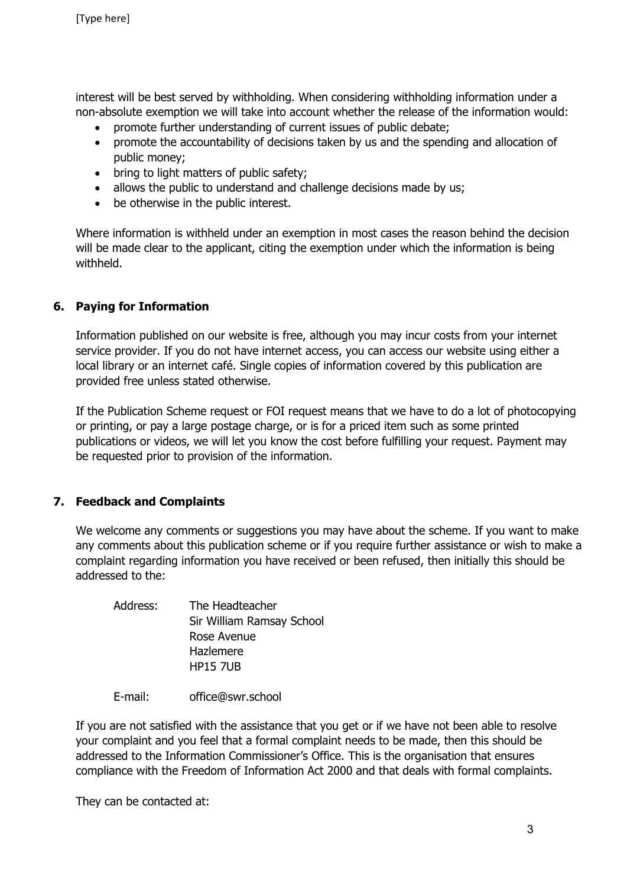interest will be best served by withholding. When considering withholding information under a non-absolute exemption we will take into account whether the release of the information would:

- promote further understanding of current issues of public debate;
- promote the accountability of decisions taken by us and the spending and allocation of public money;
- bring to light matters of public safety;
- allows the public to understand and challenge decisions made by us;
- be otherwise in the public interest.

Where information is withheld under an exemption in most cases the reason behind the decision will be made clear to the applicant, citing the exemption under which the information is being withheld.

## 6. Paying for Information

Information published on our website is free, although you may incur costs from your internet service provider. If you do not have internet access, you can access our website using either a local library or an internet café. Single copies of information covered by this publication are provided free unless stated otherwise.

If the Publication Scheme request or FOI request means that we have to do a lot of photocopying or printing, or pay a large postage charge, or is for a priced item such as some printed publications or videos, we will let you know the cost before fulfilling your request. Payment may be requested prior to provision of the information.

## 7. Feedback and Complaints

We welcome any comments or suggestions you may have about the scheme. If you want to make any comments about this publication scheme or if you require further assistance or wish to make a complaint regarding information you have received or been refused, then initially this should be addressed to the:

Address: The Headteacher
Sir William Ramsay School
Rose Avenue
Hazlemere
HP15 7UB

E-mail: office@swr.school

If you are not satisfied with the assistance that you get or if we have not been able to resolve your complaint and you feel that a formal complaint needs to be made, then this should be addressed to the Information Commissioner's Office. This is the organisation that ensures compliance with the Freedom of Information Act 2000 and that deals with formal complaints.

They can be contacted at: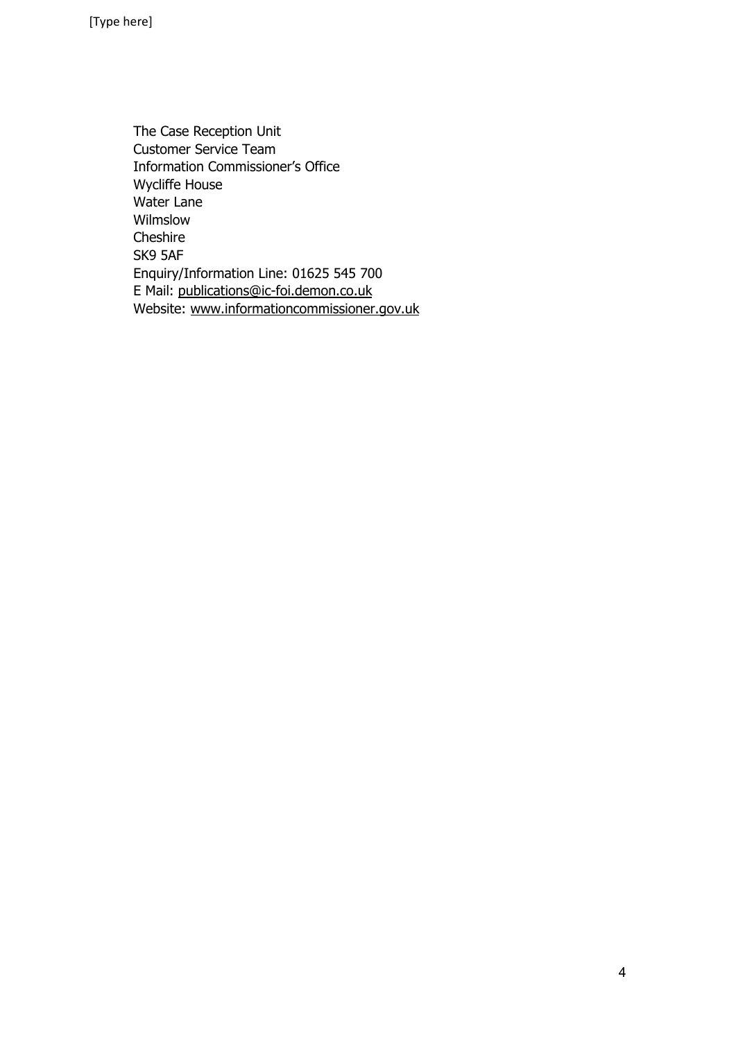The Case Reception Unit
Customer Service Team
Information Commissioner's Office
Wycliffe House
Water Lane
Wilmslow
Cheshire
SK9 5AF
Enquiry/Information Line: 01625 545 700
E Mail: publications@ic-foi.demon.co.uk
Website: www.informationcommissioner.gov.uk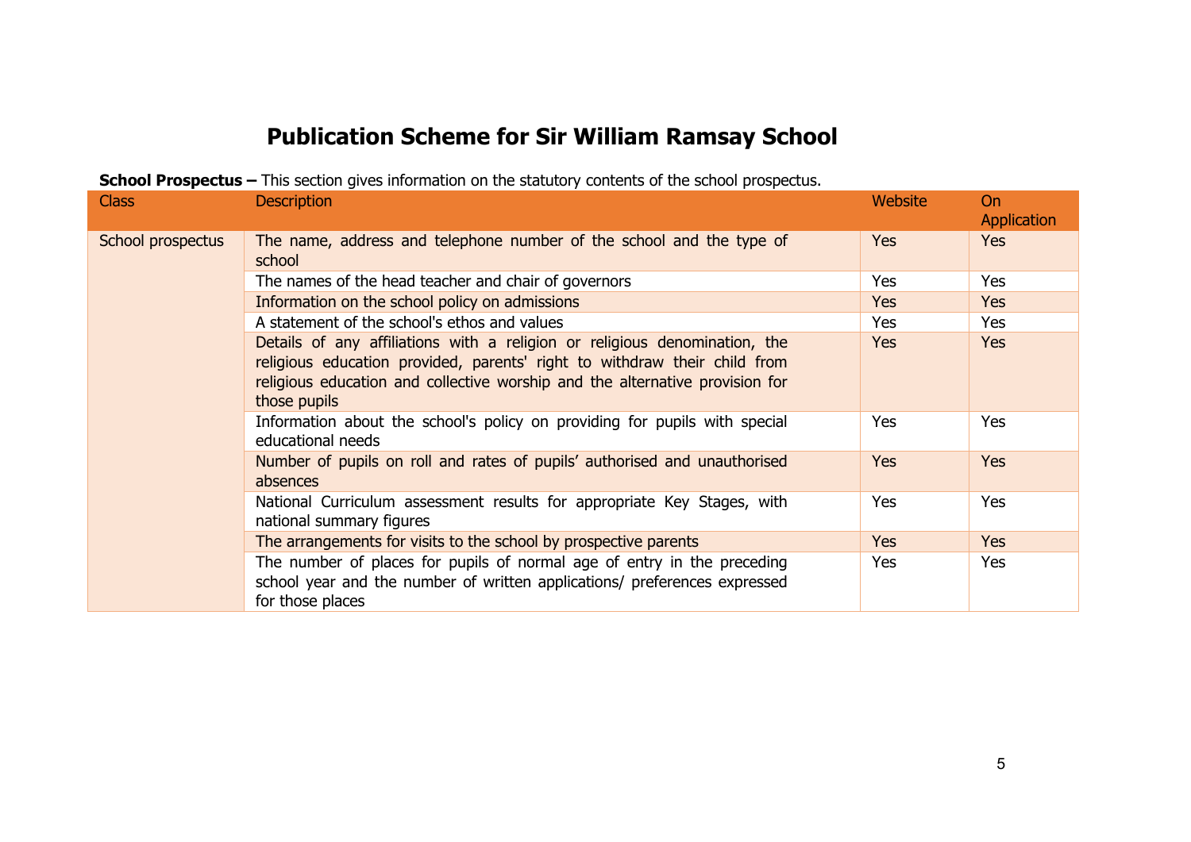# Publication Scheme for Sir William Ramsay School

**School Prospectus –** This section gives information on the statutory contents of the school prospectus.

| Class | Description | Website | On Application |
|---|---|---|---|
| School prospectus | The name, address and telephone number of the school and the type of school | Yes | Yes |
| | The names of the head teacher and chair of governors | Yes | Yes |
| | Information on the school policy on admissions | Yes | Yes |
| | A statement of the school's ethos and values | Yes | Yes |
| | Details of any affiliations with a religion or religious denomination, the religious education provided, parents' right to withdraw their child from religious education and collective worship and the alternative provision for those pupils | Yes | Yes |
| | Information about the school's policy on providing for pupils with special educational needs | Yes | Yes |
| | Number of pupils on roll and rates of pupils' authorised and unauthorised absences | Yes | Yes |
| | National Curriculum assessment results for appropriate Key Stages, with national summary figures | Yes | Yes |
| | The arrangements for visits to the school by prospective parents | Yes | Yes |
| | The number of places for pupils of normal age of entry in the preceding school year and the number of written applications/ preferences expressed for those places | Yes | Yes |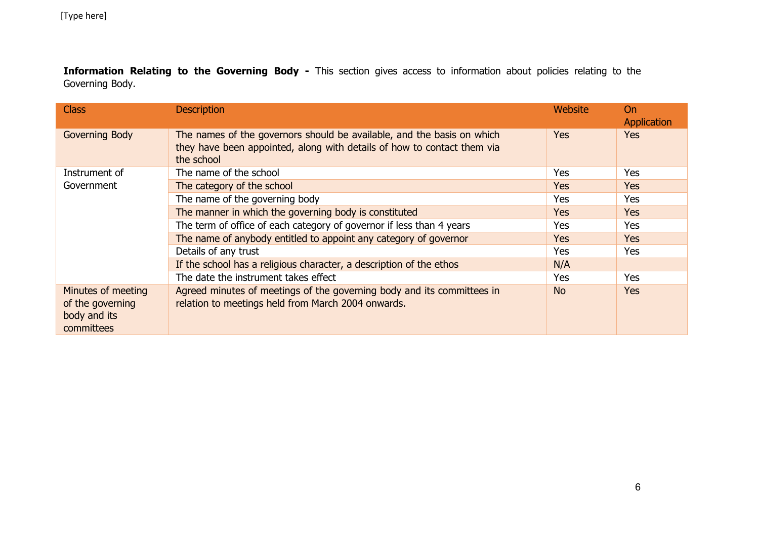**Information Relating to the Governing Body -** This section gives access to information about policies relating to the Governing Body.

| Class | Description | Website | On Application |
|---|---|---|---|
| Governing Body | The names of the governors should be available, and the basis on which they have been appointed, along with details of how to contact them via the school | Yes | Yes |
| Instrument of Government | The name of the school | Yes | Yes |
| | The category of the school | Yes | Yes |
| | The name of the governing body | Yes | Yes |
| | The manner in which the governing body is constituted | Yes | Yes |
| | The term of office of each category of governor if less than 4 years | Yes | Yes |
| | The name of anybody entitled to appoint any category of governor | Yes | Yes |
| | Details of any trust | Yes | Yes |
| | If the school has a religious character, a description of the ethos | N/A | |
| | The date the instrument takes effect | Yes | Yes |
| Minutes of meeting of the governing body and its committees | Agreed minutes of meetings of the governing body and its committees in relation to meetings held from March 2004 onwards. | No | Yes |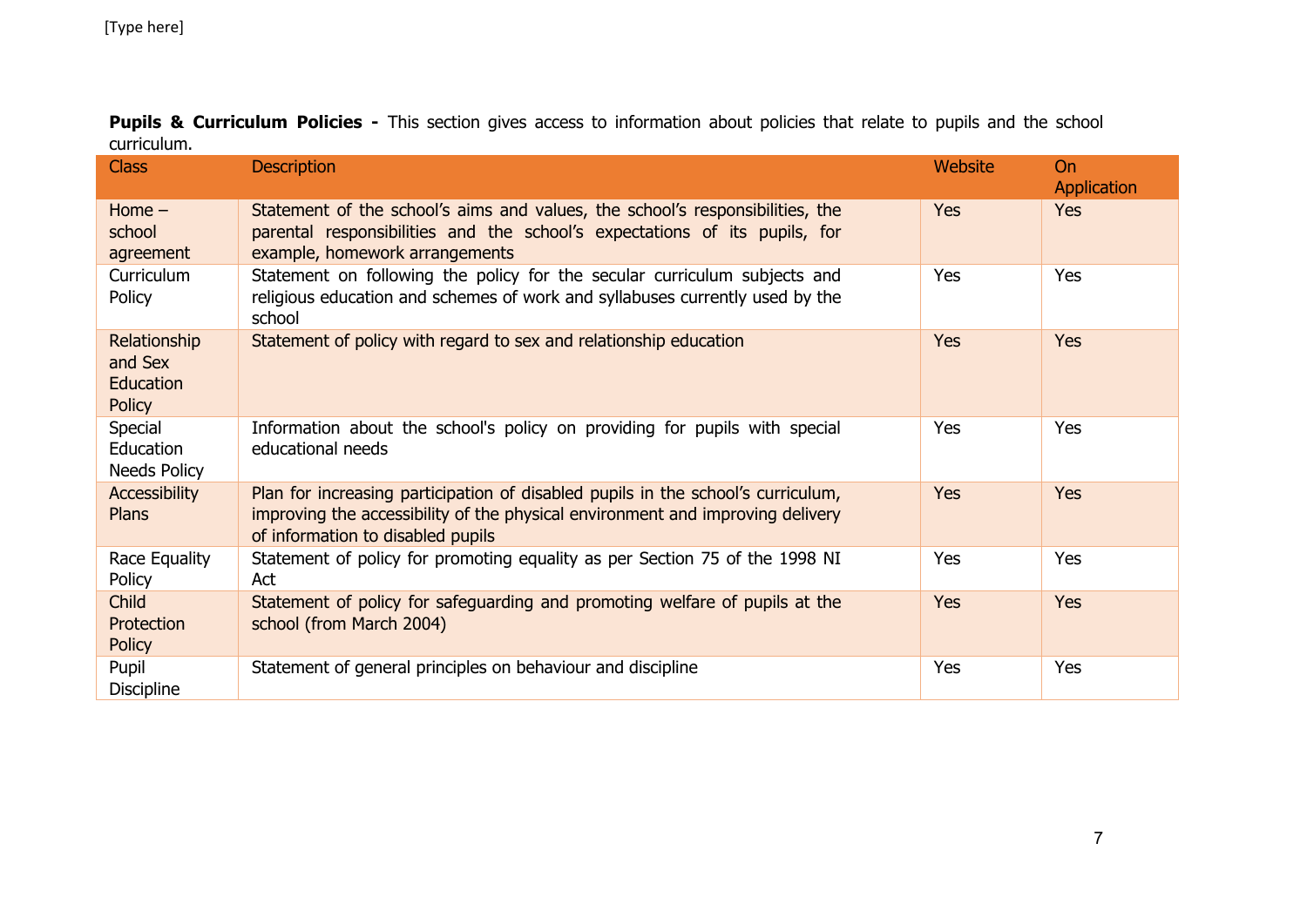**Pupils & Curriculum Policies -** This section gives access to information about policies that relate to pupils and the school curriculum.

| Class | Description | Website | On Application |
|---|---|---|---|
| Home – school agreement | Statement of the school's aims and values, the school's responsibilities, the parental responsibilities and the school's expectations of its pupils, for example, homework arrangements | Yes | Yes |
| Curriculum Policy | Statement on following the policy for the secular curriculum subjects and religious education and schemes of work and syllabuses currently used by the school | Yes | Yes |
| Relationship and Sex Education Policy | Statement of policy with regard to sex and relationship education | Yes | Yes |
| Special Education Needs Policy | Information about the school's policy on providing for pupils with special educational needs | Yes | Yes |
| Accessibility Plans | Plan for increasing participation of disabled pupils in the school's curriculum, improving the accessibility of the physical environment and improving delivery of information to disabled pupils | Yes | Yes |
| Race Equality Policy | Statement of policy for promoting equality as per Section 75 of the 1998 NI Act | Yes | Yes |
| Child Protection Policy | Statement of policy for safeguarding and promoting welfare of pupils at the school (from March 2004) | Yes | Yes |
| Pupil Discipline | Statement of general principles on behaviour and discipline | Yes | Yes |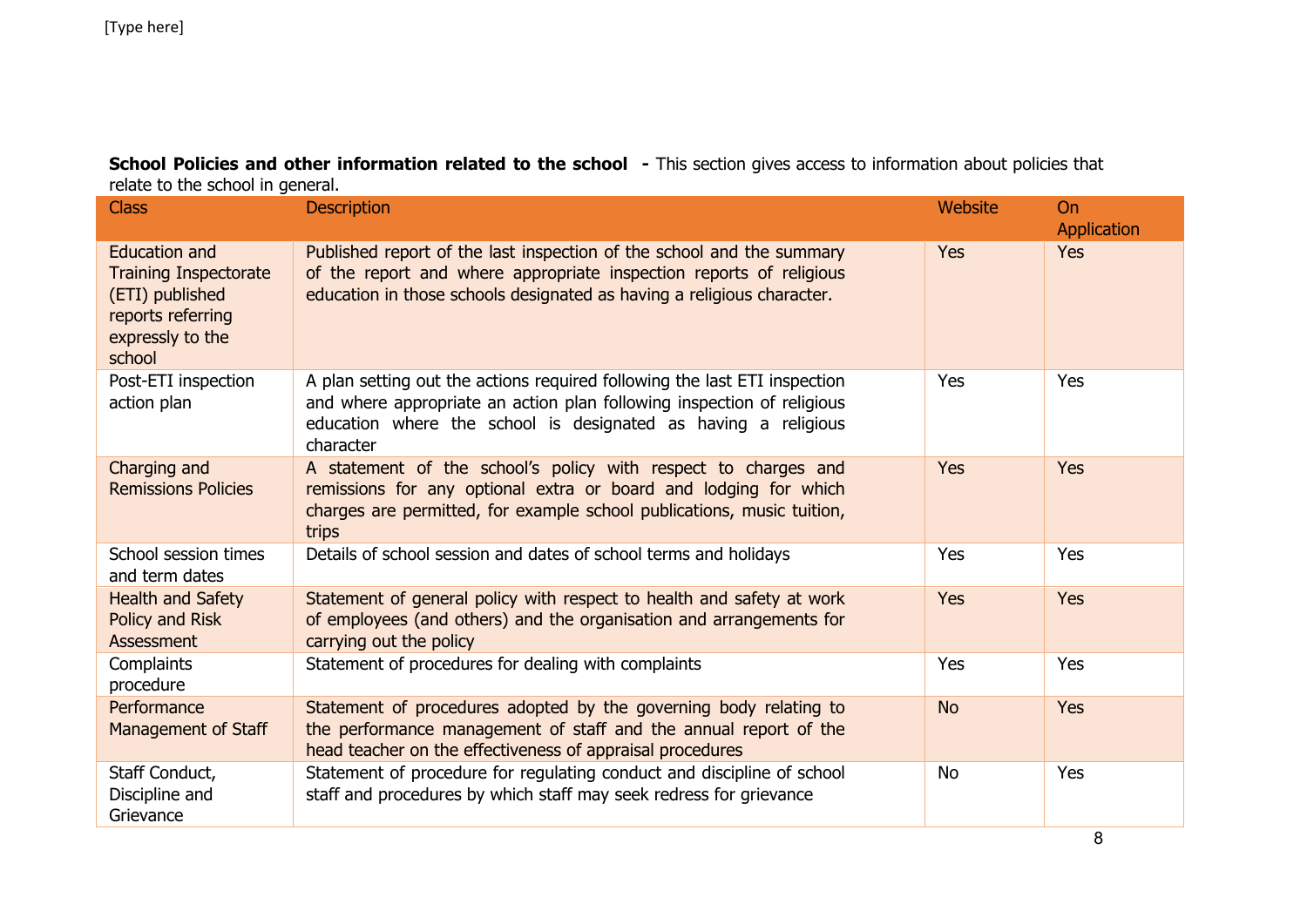**School Policies and other information related to the school** **-** This section gives access to information about policies that relate to the school in general.

| Class | Description | Website | On Application |
|---|---|---|---|
| Education and Training Inspectorate (ETI) published reports referring expressly to the school | Published report of the last inspection of the school and the summary of the report and where appropriate inspection reports of religious education in those schools designated as having a religious character. | Yes | Yes |
| Post-ETI inspection action plan | A plan setting out the actions required following the last ETI inspection and where appropriate an action plan following inspection of religious education where the school is designated as having a religious character | Yes | Yes |
| Charging and Remissions Policies | A statement of the school's policy with respect to charges and remissions for any optional extra or board and lodging for which charges are permitted, for example school publications, music tuition, trips | Yes | Yes |
| School session times and term dates | Details of school session and dates of school terms and holidays | Yes | Yes |
| Health and Safety Policy and Risk Assessment | Statement of general policy with respect to health and safety at work of employees (and others) and the organisation and arrangements for carrying out the policy | Yes | Yes |
| Complaints procedure | Statement of procedures for dealing with complaints | Yes | Yes |
| Performance Management of Staff | Statement of procedures adopted by the governing body relating to the performance management of staff and the annual report of the head teacher on the effectiveness of appraisal procedures | No | Yes |
| Staff Conduct, Discipline and Grievance | Statement of procedure for regulating conduct and discipline of school staff and procedures by which staff may seek redress for grievance | No | Yes |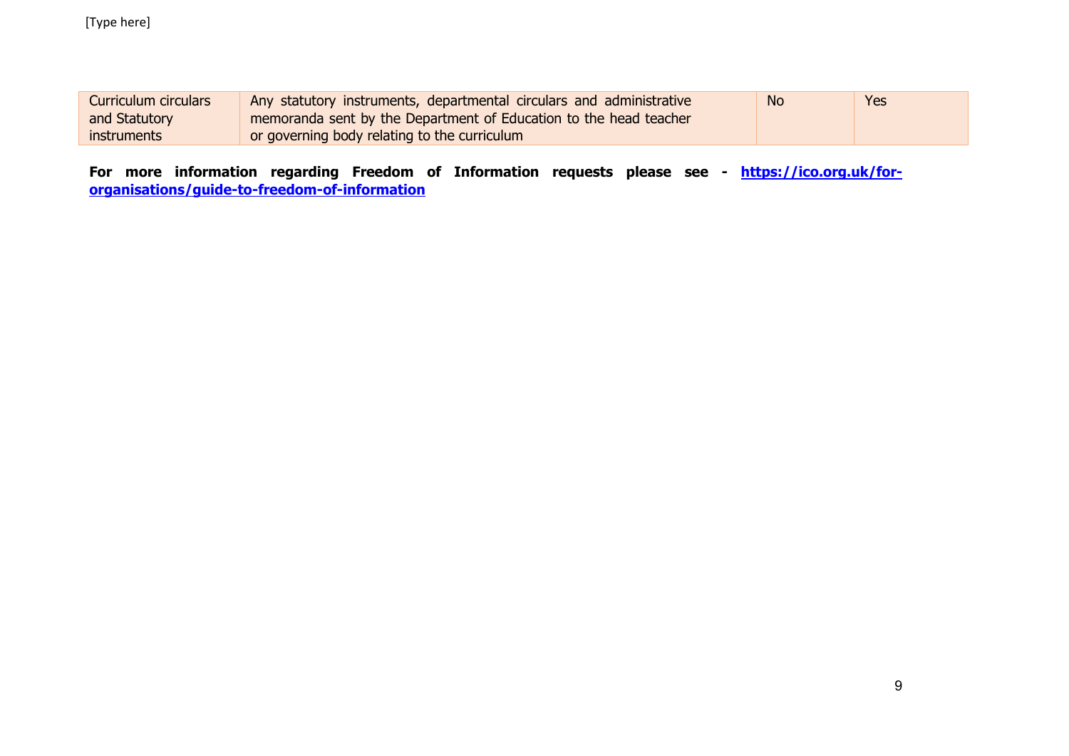| | | | |
|---|---|---|---|
| Curriculum circulars and Statutory instruments | Any statutory instruments, departmental circulars and administrative memoranda sent by the Department of Education to the head teacher or governing body relating to the curriculum | No | Yes |

**For more information regarding Freedom of Information requests please see - [https://ico.org.uk/for-organisations/guide-to-freedom-of-information](https://ico.org.uk/for-organisations/guide-to-freedom-of-information)**